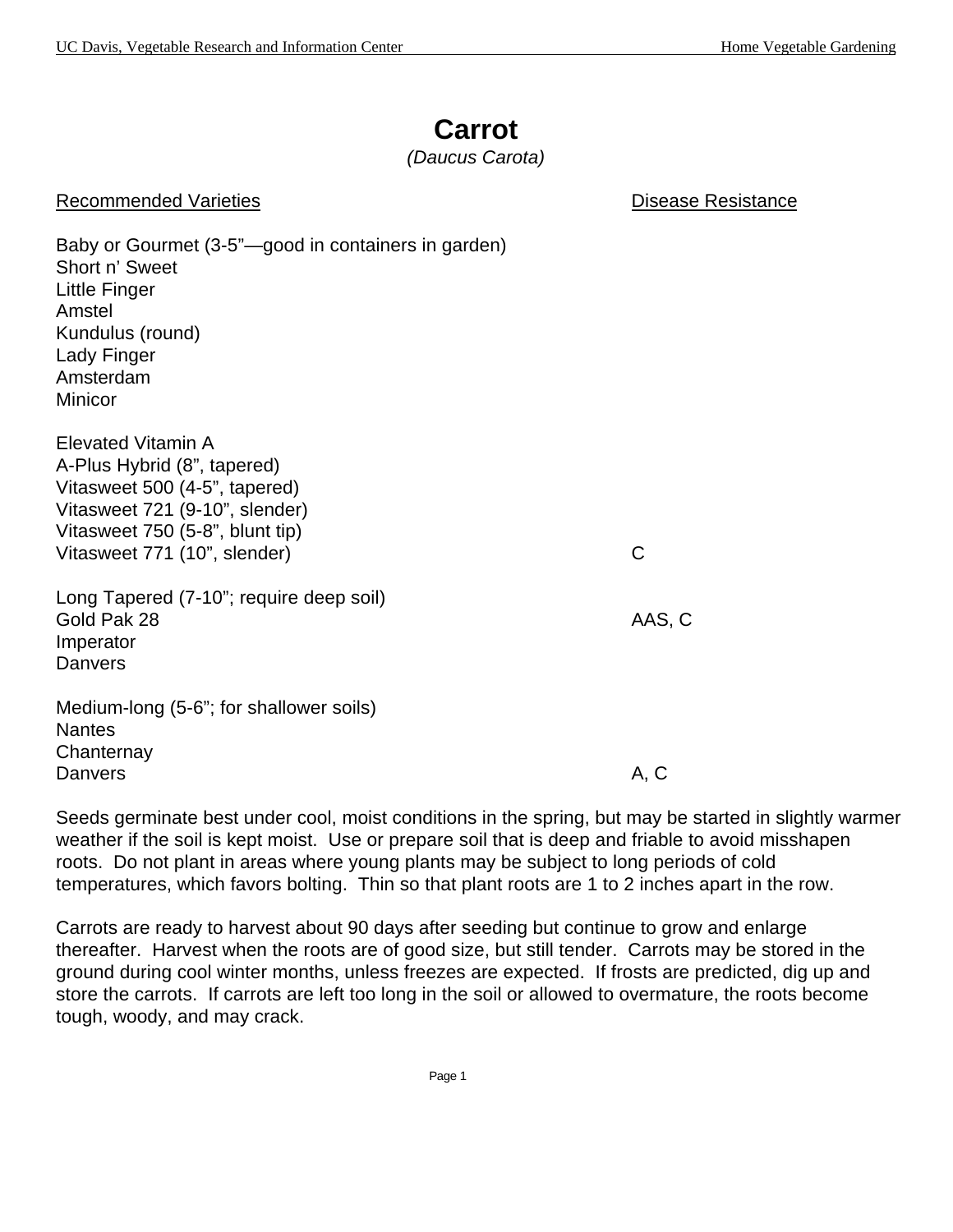# Carrot

*(Daucus Carota)*

| Recommended Varieties | Disease Resistance |
|---|---|
| Baby or Gourmet (3-5"—good in containers in garden) | |
| Short n' Sweet | |
| Little Finger | |
| Amstel | |
| Kundulus (round) | |
| Lady Finger | |
| Amsterdam | |
| Minicor | |
| | |
| Elevated Vitamin A | |
| A-Plus Hybrid (8", tapered) | |
| Vitasweet 500 (4-5", tapered) | |
| Vitasweet 721 (9-10", slender) | |
| Vitasweet 750 (5-8", blunt tip) | |
| Vitasweet 771 (10", slender) | C |
| | |
| Long Tapered (7-10"; require deep soil) | |
| Gold Pak 28 | AAS, C |
| Imperator | |
| Danvers | |
| | |
| Medium-long (5-6"; for shallower soils) | |
| Nantes | |
| Chanternay | |
| Danvers | A, C |

Seeds germinate best under cool, moist conditions in the spring, but may be started in slightly warmer weather if the soil is kept moist. Use or prepare soil that is deep and friable to avoid misshapen roots. Do not plant in areas where young plants may be subject to long periods of cold temperatures, which favors bolting. Thin so that plant roots are 1 to 2 inches apart in the row.

Carrots are ready to harvest about 90 days after seeding but continue to grow and enlarge thereafter. Harvest when the roots are of good size, but still tender. Carrots may be stored in the ground during cool winter months, unless freezes are expected. If frosts are predicted, dig up and store the carrots. If carrots are left too long in the soil or allowed to overmature, the roots become tough, woody, and may crack.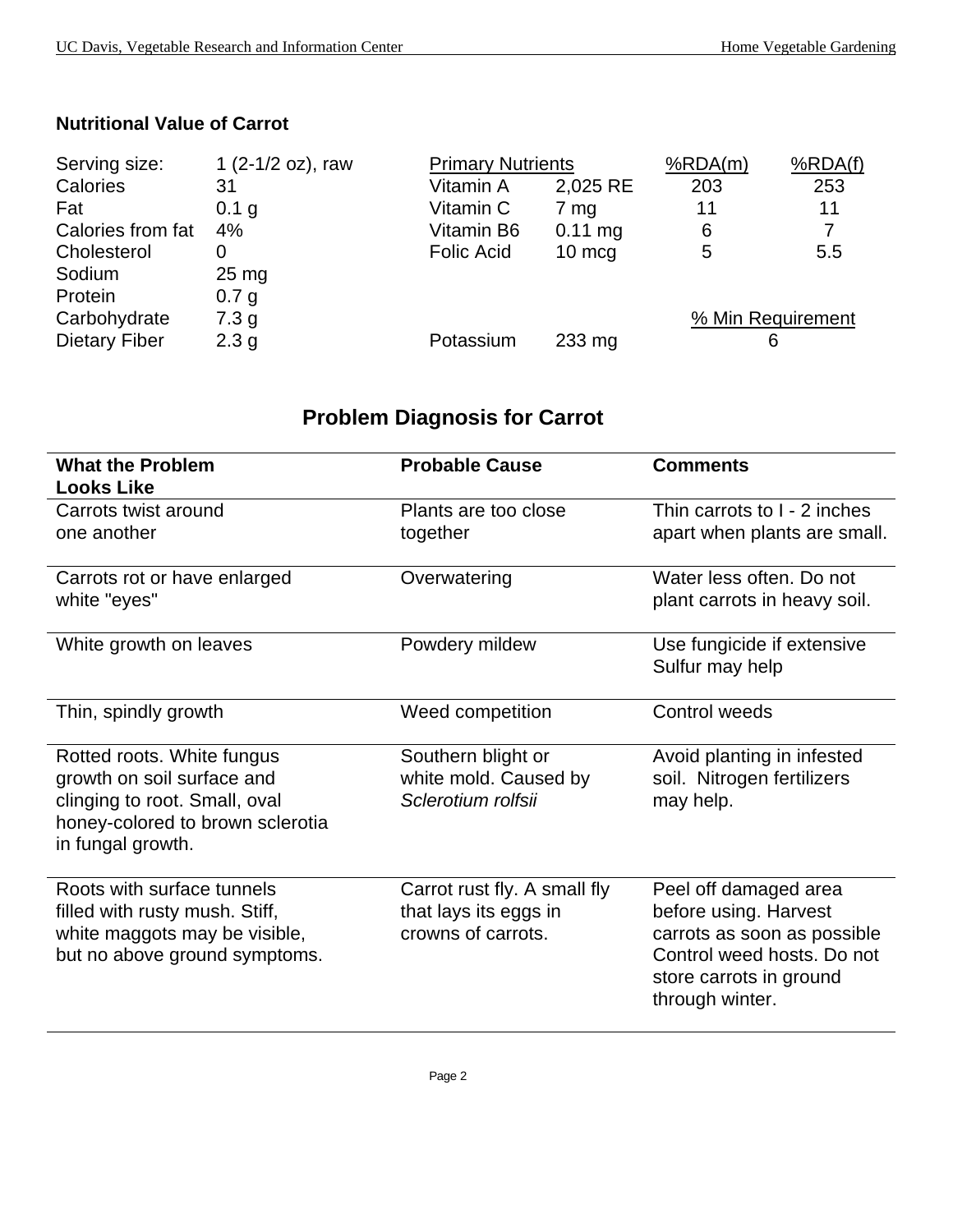### Nutritional Value of Carrot

| | | | | | |
|---|---|---|---|---|---|
| Serving size: | 1 (2-1/2 oz), raw | Primary Nutrients | | %RDA(m) | %RDA(f) |
| Calories | 31 | Vitamin A | 2,025 RE | 203 | 253 |
| Fat | 0.1 g | Vitamin C | 7 mg | 11 | 11 |
| Calories from fat | 4% | Vitamin B6 | 0.11 mg | 6 | 7 |
| Cholesterol | 0 | Folic Acid | 10 mcg | 5 | 5.5 |
| Sodium | 25 mg | | | | |
| Protein | 0.7 g | | | | |
| Carbohydrate | 7.3 g | | | % Min Requirement | |
| Dietary Fiber | 2.3 g | Potassium | 233 mg | 6 | |

## Problem Diagnosis for Carrot

| What the Problem Looks Like | Probable Cause | Comments |
|---|---|---|
| Carrots twist around one another | Plants are too close together | Thin carrots to I - 2 inches apart when plants are small. |
| Carrots rot or have enlarged white "eyes" | Overwatering | Water less often. Do not plant carrots in heavy soil. |
| White growth on leaves | Powdery mildew | Use fungicide if extensive Sulfur may help |
| Thin, spindly growth | Weed competition | Control weeds |
| Rotted roots. White fungus growth on soil surface and clinging to root. Small, oval honey-colored to brown sclerotia in fungal growth. | Southern blight or white mold. Caused by *Sclerotium rolfsii* | Avoid planting in infested soil. Nitrogen fertilizers may help. |
| Roots with surface tunnels filled with rusty mush. Stiff, white maggots may be visible, but no above ground symptoms. | Carrot rust fly. A small fly that lays its eggs in crowns of carrots. | Peel off damaged area before using. Harvest carrots as soon as possible Control weed hosts. Do not store carrots in ground through winter. |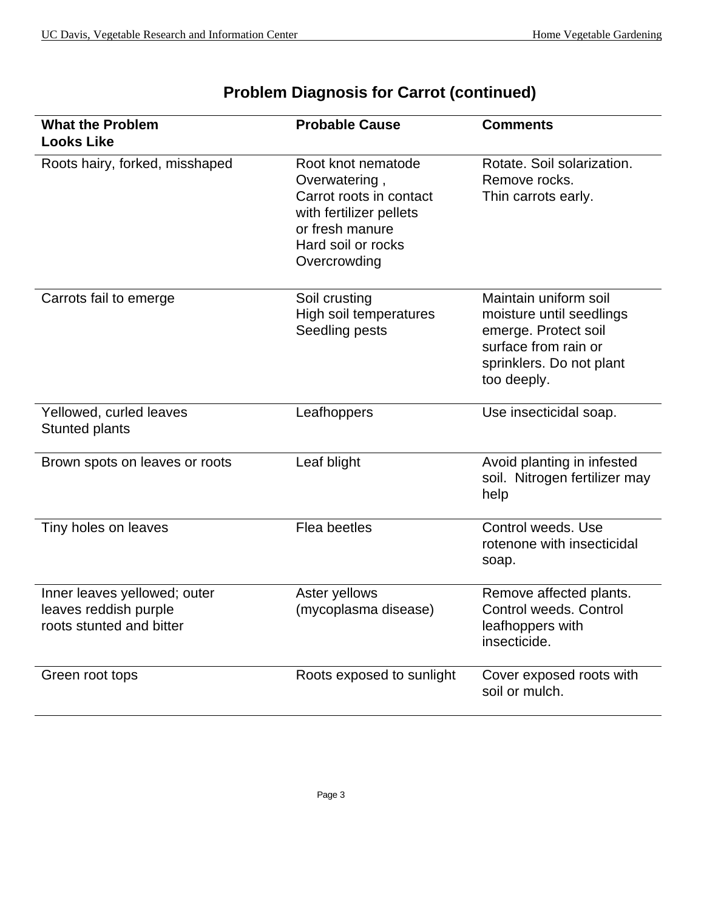## Problem Diagnosis for Carrot (continued)

| What the Problem Looks Like | Probable Cause | Comments |
|---|---|---|
| Roots hairy, forked, misshaped | Root knot nematode<br>Overwatering ,<br>Carrot roots in contact with fertilizer pellets or fresh manure<br>Hard soil or rocks<br>Overcrowding | Rotate. Soil solarization.<br>Remove rocks.<br>Thin carrots early. |
| Carrots fail to emerge | Soil crusting<br>High soil temperatures<br>Seedling pests | Maintain uniform soil moisture until seedlings emerge. Protect soil surface from rain or sprinklers. Do not plant too deeply. |
| Yellowed, curled leaves<br>Stunted plants | Leafhoppers | Use insecticidal soap. |
| Brown spots on leaves or roots | Leaf blight | Avoid planting in infested soil. Nitrogen fertilizer may help |
| Tiny holes on leaves | Flea beetles | Control weeds. Use rotenone with insecticidal soap. |
| Inner leaves yellowed; outer leaves reddish purple roots stunted and bitter | Aster yellows (mycoplasma disease) | Remove affected plants. Control weeds. Control leafhoppers with insecticide. |
| Green root tops | Roots exposed to sunlight | Cover exposed roots with soil or mulch. |